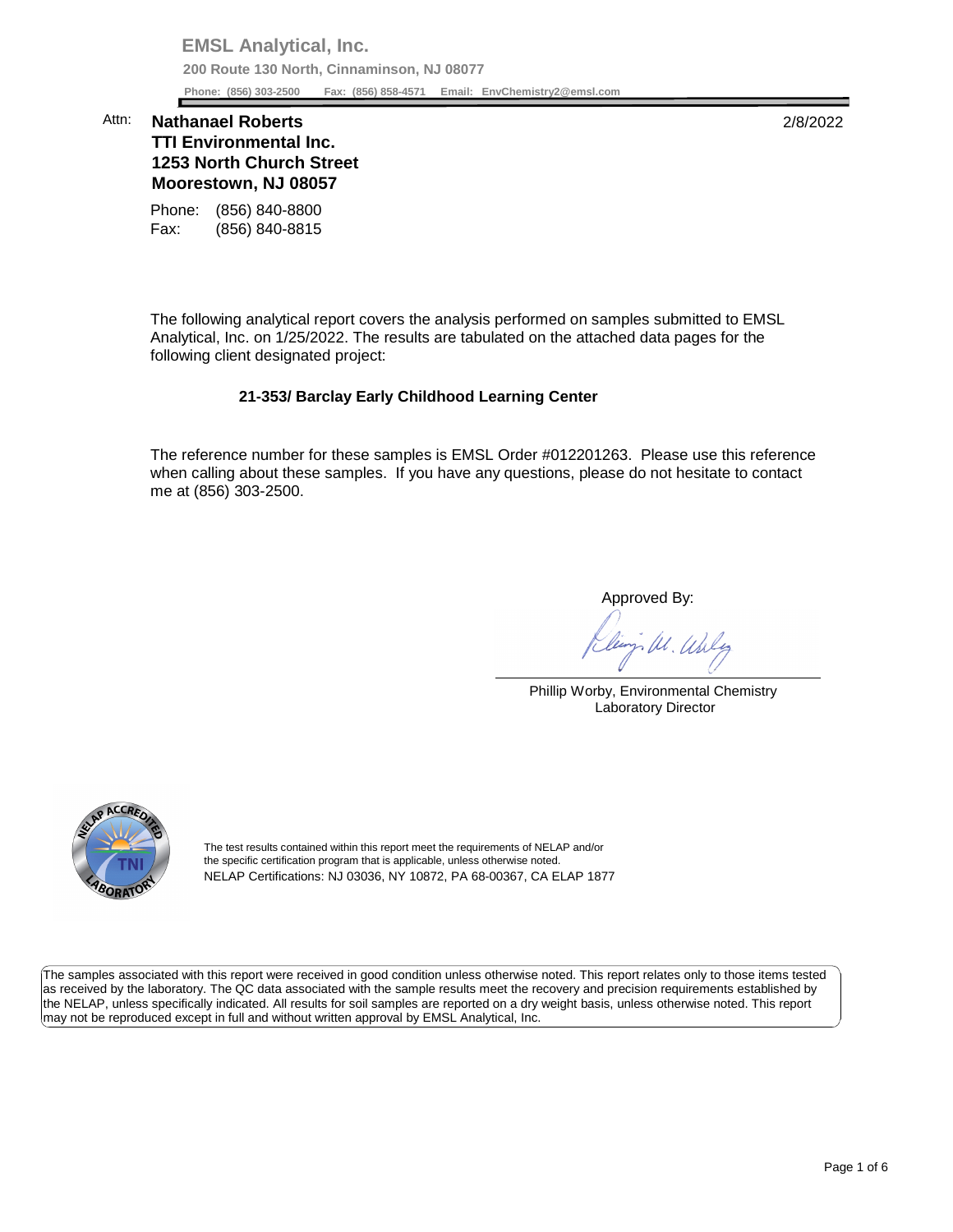**EMSL Analytical, Inc.**

**200 Route 130 North, Cinnaminson, NJ 08077**

**Phone: (856) 303-2500 Fax: (856) 858-4571 Email: EnvChemistry2@emsl.com**

Attn: **Nathanael Roberts**
**TTI Environmental Inc.**
**1253 North Church Street**
**Moorestown, NJ 08057**

2/8/2022

Phone: (856) 840-8800
Fax: (856) 840-8815

The following analytical report covers the analysis performed on samples submitted to EMSL Analytical, Inc. on 1/25/2022. The results are tabulated on the attached data pages for the following client designated project:

**21-353/ Barclay Early Childhood Learning Center**

The reference number for these samples is EMSL Order #012201263. Please use this reference when calling about these samples. If you have any questions, please do not hesitate to contact me at (856) 303-2500.

Approved By:

Phillip Worby, Environmental Chemistry
Laboratory Director

The test results contained within this report meet the requirements of NELAP and/or the specific certification program that is applicable, unless otherwise noted.
NELAP Certifications: NJ 03036, NY 10872, PA 68-00367, CA ELAP 1877

The samples associated with this report were received in good condition unless otherwise noted. This report relates only to those items tested as received by the laboratory. The QC data associated with the sample results meet the recovery and precision requirements established by the NELAP, unless specifically indicated. All results for soil samples are reported on a dry weight basis, unless otherwise noted. This report may not be reproduced except in full and without written approval by EMSL Analytical, Inc.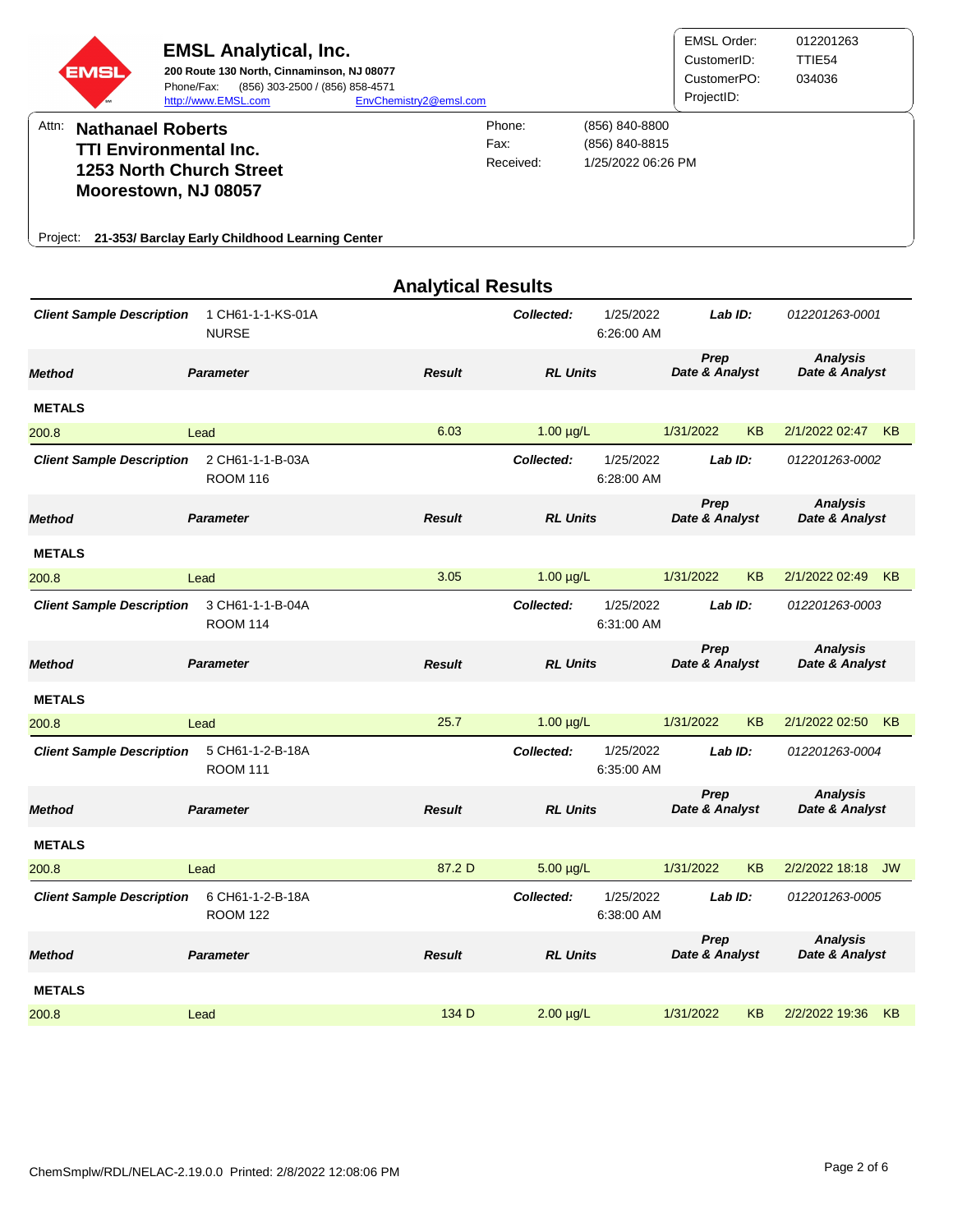**EMSL Analytical, Inc.**
200 Route 130 North, Cinnaminson, NJ 08077
Phone/Fax: (856) 303-2500 / (856) 858-4571
http://www.EMSL.com EnvChemistry2@emsl.com

EMSL Order: 012201263
CustomerID: TTIE54
CustomerPO: 034036
ProjectID:

Attn: **Nathanael Roberts**
**TTI Environmental Inc.**
**1253 North Church Street**
**Moorestown, NJ 08057**

Phone: (856) 840-8800
Fax: (856) 840-8815
Received: 1/25/2022 06:26 PM

Project: **21-353/ Barclay Early Childhood Learning Center**

## Analytical Results

**Client Sample Description:** 1 CH61-1-1-KS-01A NURSE
**Collected:** 1/25/2022 6:26:00 AM
**Lab ID:** 012201263-0001

| Method | Parameter | Result | RL | Units | Prep Date & Analyst | | Analysis Date & Analyst | |
|---|---|---|---|---|---|---|---|---|
| **METALS** | | | | | | | | |
| 200.8 | Lead | 6.03 | 1.00 | µg/L | 1/31/2022 | KB | 2/1/2022 02:47 | KB |

**Client Sample Description:** 2 CH61-1-1-B-03A ROOM 116
**Collected:** 1/25/2022 6:28:00 AM
**Lab ID:** 012201263-0002

| Method | Parameter | Result | RL | Units | Prep Date & Analyst | | Analysis Date & Analyst | |
|---|---|---|---|---|---|---|---|---|
| **METALS** | | | | | | | | |
| 200.8 | Lead | 3.05 | 1.00 | µg/L | 1/31/2022 | KB | 2/1/2022 02:49 | KB |

**Client Sample Description:** 3 CH61-1-1-B-04A ROOM 114
**Collected:** 1/25/2022 6:31:00 AM
**Lab ID:** 012201263-0003

| Method | Parameter | Result | RL | Units | Prep Date & Analyst | | Analysis Date & Analyst | |
|---|---|---|---|---|---|---|---|---|
| **METALS** | | | | | | | | |
| 200.8 | Lead | 25.7 | 1.00 | µg/L | 1/31/2022 | KB | 2/1/2022 02:50 | KB |

**Client Sample Description:** 5 CH61-1-2-B-18A ROOM 111
**Collected:** 1/25/2022 6:35:00 AM
**Lab ID:** 012201263-0004

| Method | Parameter | Result | RL | Units | Prep Date & Analyst | | Analysis Date & Analyst | |
|---|---|---|---|---|---|---|---|---|
| **METALS** | | | | | | | | |
| 200.8 | Lead | 87.2 D | 5.00 | µg/L | 1/31/2022 | KB | 2/2/2022 18:18 | JW |

**Client Sample Description:** 6 CH61-1-2-B-18A ROOM 122
**Collected:** 1/25/2022 6:38:00 AM
**Lab ID:** 012201263-0005

| Method | Parameter | Result | RL | Units | Prep Date & Analyst | | Analysis Date & Analyst | |
|---|---|---|---|---|---|---|---|---|
| **METALS** | | | | | | | | |
| 200.8 | Lead | 134 D | 2.00 | µg/L | 1/31/2022 | KB | 2/2/2022 19:36 | KB |

ChemSmplw/RDL/NELAC-2.19.0.0 Printed: 2/8/2022 12:08:06 PM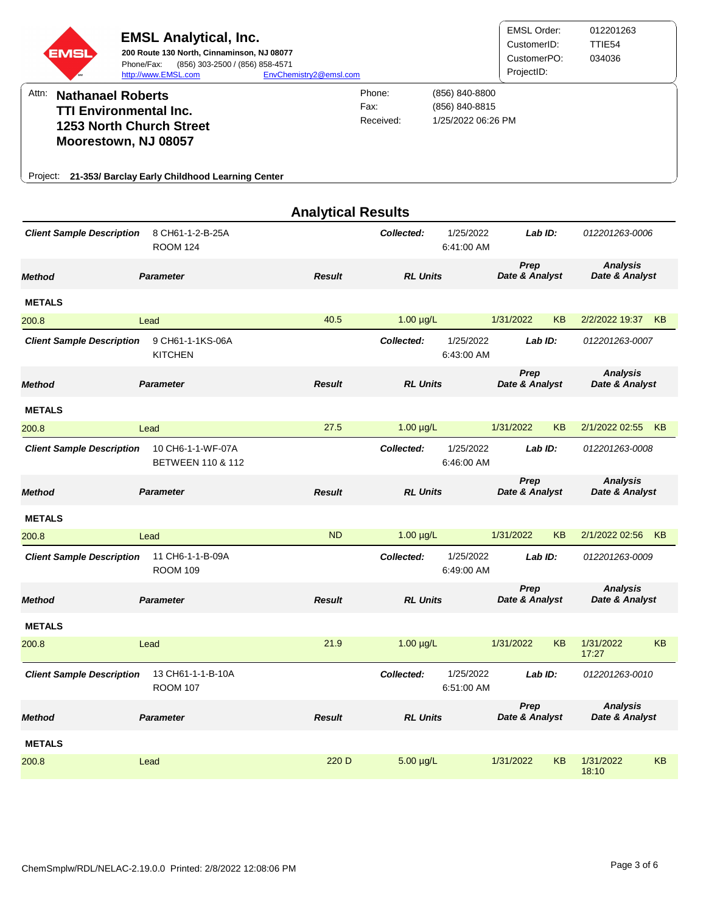**EMSL Analytical, Inc.**
200 Route 130 North, Cinnaminson, NJ 08077
Phone/Fax: (856) 303-2500 / (856) 858-4571
http://www.EMSL.com EnvChemistry2@emsl.com

EMSL Order: 012201263
CustomerID: TTIE54
CustomerPO: 034036
ProjectID:

Attn: **Nathanael Roberts**
**TTI Environmental Inc.**
**1253 North Church Street**
**Moorestown, NJ 08057**

Phone: (856) 840-8800
Fax: (856) 840-8815
Received: 1/25/2022 06:26 PM

Project: **21-353/ Barclay Early Childhood Learning Center**

## Analytical Results

**Client Sample Description:** 8 CH61-1-2-B-25A ROOM 124
**Collected:** 1/25/2022 6:41:00 AM
**Lab ID:** 012201263-0006

| Method | Parameter | Result | RL Units | Prep Date & Analyst | | Analysis Date & Analyst | |
|---|---|---|---|---|---|---|---|
| **METALS** | | | | | | | |
| 200.8 | Lead | 40.5 | 1.00 µg/L | 1/31/2022 | KB | 2/2/2022 19:37 | KB |

**Client Sample Description:** 9 CH61-1-1KS-06A KITCHEN
**Collected:** 1/25/2022 6:43:00 AM
**Lab ID:** 012201263-0007

| Method | Parameter | Result | RL Units | Prep Date & Analyst | | Analysis Date & Analyst | |
|---|---|---|---|---|---|---|---|
| **METALS** | | | | | | | |
| 200.8 | Lead | 27.5 | 1.00 µg/L | 1/31/2022 | KB | 2/1/2022 02:55 | KB |

**Client Sample Description:** 10 CH6-1-1-WF-07A BETWEEN 110 & 112
**Collected:** 1/25/2022 6:46:00 AM
**Lab ID:** 012201263-0008

| Method | Parameter | Result | RL Units | Prep Date & Analyst | | Analysis Date & Analyst | |
|---|---|---|---|---|---|---|---|
| **METALS** | | | | | | | |
| 200.8 | Lead | ND | 1.00 µg/L | 1/31/2022 | KB | 2/1/2022 02:56 | KB |

**Client Sample Description:** 11 CH6-1-1-B-09A ROOM 109
**Collected:** 1/25/2022 6:49:00 AM
**Lab ID:** 012201263-0009

| Method | Parameter | Result | RL Units | Prep Date & Analyst | | Analysis Date & Analyst | |
|---|---|---|---|---|---|---|---|
| **METALS** | | | | | | | |
| 200.8 | Lead | 21.9 | 1.00 µg/L | 1/31/2022 | KB | 1/31/2022 17:27 | KB |

**Client Sample Description:** 13 CH61-1-1-B-10A ROOM 107
**Collected:** 1/25/2022 6:51:00 AM
**Lab ID:** 012201263-0010

| Method | Parameter | Result | RL Units | Prep Date & Analyst | | Analysis Date & Analyst | |
|---|---|---|---|---|---|---|---|
| **METALS** | | | | | | | |
| 200.8 | Lead | 220 D | 5.00 µg/L | 1/31/2022 | KB | 1/31/2022 18:10 | KB |

ChemSmplw/RDL/NELAC-2.19.0.0 Printed: 2/8/2022 12:08:06 PM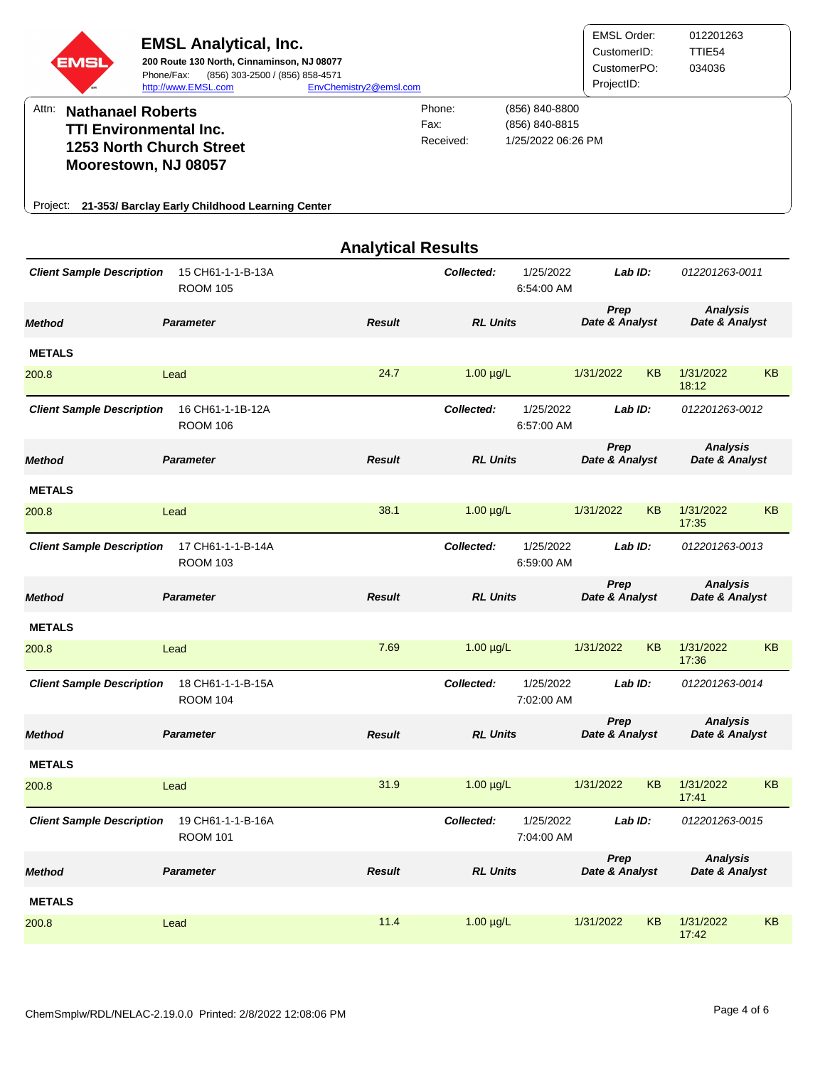# EMSL Analytical, Inc.

**200 Route 130 North, Cinnaminson, NJ 08077**
Phone/Fax: (856) 303-2500 / (856) 858-4571
http://www.EMSL.com EnvChemistry2@emsl.com

| | |
|---|---|
| EMSL Order: | 012201263 |
| CustomerID: | TTIE54 |
| CustomerPO: | 034036 |
| ProjectID: | |

Attn: **Nathanael Roberts**
**TTI Environmental Inc.**
**1253 North Church Street**
**Moorestown, NJ 08057**

| | |
|---|---|
| Phone: | (856) 840-8800 |
| Fax: | (856) 840-8815 |
| Received: | 1/25/2022 06:26 PM |

Project: **21-353/ Barclay Early Childhood Learning Center**

## Analytical Results

**Client Sample Description:** 15 CH61-1-1-B-13A ROOM 105 | **Collected:** 1/25/2022 6:54:00 AM | **Lab ID:** 012201263-0011

| Method | Parameter | Result | RL Units | Prep Date & Analyst | | Analysis Date & Analyst | |
|---|---|---|---|---|---|---|---|
| **METALS** | | | | | | | |
| 200.8 | Lead | 24.7 | 1.00 µg/L | 1/31/2022 | KB | 1/31/2022 18:12 | KB |

**Client Sample Description:** 16 CH61-1-1B-12A ROOM 106 | **Collected:** 1/25/2022 6:57:00 AM | **Lab ID:** 012201263-0012

| Method | Parameter | Result | RL Units | Prep Date & Analyst | | Analysis Date & Analyst | |
|---|---|---|---|---|---|---|---|
| **METALS** | | | | | | | |
| 200.8 | Lead | 38.1 | 1.00 µg/L | 1/31/2022 | KB | 1/31/2022 17:35 | KB |

**Client Sample Description:** 17 CH61-1-1-B-14A ROOM 103 | **Collected:** 1/25/2022 6:59:00 AM | **Lab ID:** 012201263-0013

| Method | Parameter | Result | RL Units | Prep Date & Analyst | | Analysis Date & Analyst | |
|---|---|---|---|---|---|---|---|
| **METALS** | | | | | | | |
| 200.8 | Lead | 7.69 | 1.00 µg/L | 1/31/2022 | KB | 1/31/2022 17:36 | KB |

**Client Sample Description:** 18 CH61-1-1-B-15A ROOM 104 | **Collected:** 1/25/2022 7:02:00 AM | **Lab ID:** 012201263-0014

| Method | Parameter | Result | RL Units | Prep Date & Analyst | | Analysis Date & Analyst | |
|---|---|---|---|---|---|---|---|
| **METALS** | | | | | | | |
| 200.8 | Lead | 31.9 | 1.00 µg/L | 1/31/2022 | KB | 1/31/2022 17:41 | KB |

**Client Sample Description:** 19 CH61-1-1-B-16A ROOM 101 | **Collected:** 1/25/2022 7:04:00 AM | **Lab ID:** 012201263-0015

| Method | Parameter | Result | RL Units | Prep Date & Analyst | | Analysis Date & Analyst | |
|---|---|---|---|---|---|---|---|
| **METALS** | | | | | | | |
| 200.8 | Lead | 11.4 | 1.00 µg/L | 1/31/2022 | KB | 1/31/2022 17:42 | KB |

ChemSmplw/RDL/NELAC-2.19.0.0 Printed: 2/8/2022 12:08:06 PM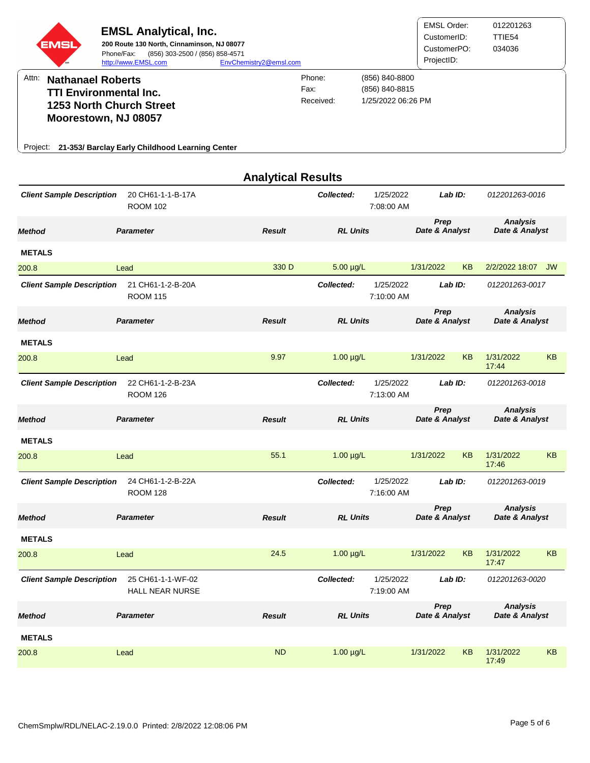**EMSL Analytical, Inc.**
**200 Route 130 North, Cinnaminson, NJ 08077**
Phone/Fax: (856) 303-2500 / (856) 858-4571
http://www.EMSL.com EnvChemistry2@emsl.com

EMSL Order: 012201263
CustomerID: TTIE54
CustomerPO: 034036
ProjectID:

Attn: **Nathanael Roberts**
**TTI Environmental Inc.**
**1253 North Church Street**
**Moorestown, NJ 08057**

Phone: (856) 840-8800
Fax: (856) 840-8815
Received: 1/25/2022 06:26 PM

Project: **21-353/ Barclay Early Childhood Learning Center**

## Analytical Results

**Client Sample Description:** 20 CH61-1-1-B-17A ROOM 102
**Collected:** 1/25/2022 7:08:00 AM
**Lab ID:** 012201263-0016

| Method | Parameter | Result | RL Units | Prep Date & Analyst | | Analysis Date & Analyst | |
|---|---|---|---|---|---|---|---|
| **METALS** | | | | | | | |
| 200.8 | Lead | 330 D | 5.00 µg/L | 1/31/2022 | KB | 2/2/2022 18:07 | JW |

**Client Sample Description:** 21 CH61-1-2-B-20A ROOM 115
**Collected:** 1/25/2022 7:10:00 AM
**Lab ID:** 012201263-0017

| Method | Parameter | Result | RL Units | Prep Date & Analyst | | Analysis Date & Analyst | |
|---|---|---|---|---|---|---|---|
| **METALS** | | | | | | | |
| 200.8 | Lead | 9.97 | 1.00 µg/L | 1/31/2022 | KB | 1/31/2022 17:44 | KB |

**Client Sample Description:** 22 CH61-1-2-B-23A ROOM 126
**Collected:** 1/25/2022 7:13:00 AM
**Lab ID:** 012201263-0018

| Method | Parameter | Result | RL Units | Prep Date & Analyst | | Analysis Date & Analyst | |
|---|---|---|---|---|---|---|---|
| **METALS** | | | | | | | |
| 200.8 | Lead | 55.1 | 1.00 µg/L | 1/31/2022 | KB | 1/31/2022 17:46 | KB |

**Client Sample Description:** 24 CH61-1-2-B-22A ROOM 128
**Collected:** 1/25/2022 7:16:00 AM
**Lab ID:** 012201263-0019

| Method | Parameter | Result | RL Units | Prep Date & Analyst | | Analysis Date & Analyst | |
|---|---|---|---|---|---|---|---|
| **METALS** | | | | | | | |
| 200.8 | Lead | 24.5 | 1.00 µg/L | 1/31/2022 | KB | 1/31/2022 17:47 | KB |

**Client Sample Description:** 25 CH61-1-1-WF-02 HALL NEAR NURSE
**Collected:** 1/25/2022 7:19:00 AM
**Lab ID:** 012201263-0020

| Method | Parameter | Result | RL Units | Prep Date & Analyst | | Analysis Date & Analyst | |
|---|---|---|---|---|---|---|---|
| **METALS** | | | | | | | |
| 200.8 | Lead | ND | 1.00 µg/L | 1/31/2022 | KB | 1/31/2022 17:49 | KB |

ChemSmplw/RDL/NELAC-2.19.0.0 Printed: 2/8/2022 12:08:06 PM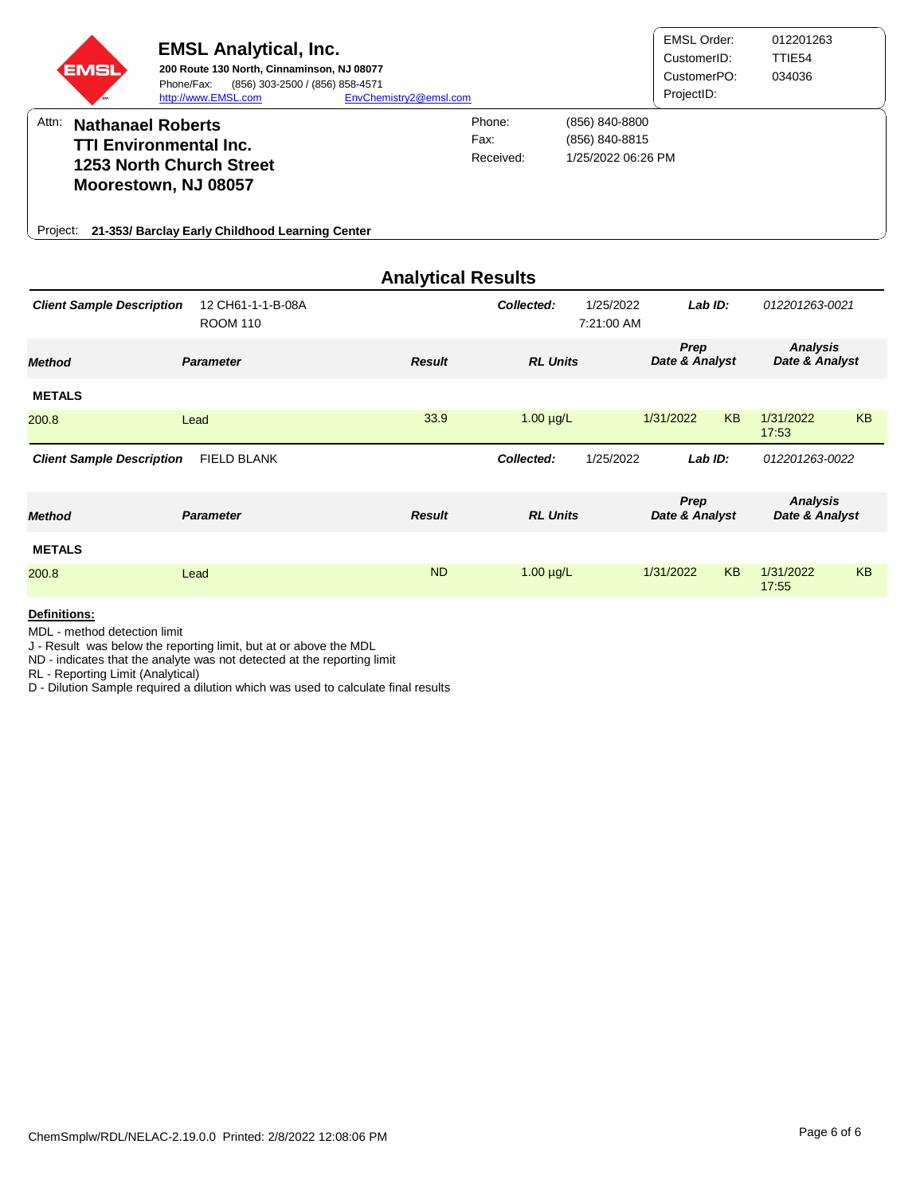# EMSL Analytical, Inc.

**200 Route 130 North, Cinnaminson, NJ 08077**
Phone/Fax: (856) 303-2500 / (856) 858-4571
http://www.EMSL.com EnvChemistry2@emsl.com

EMSL Order: 012201263
CustomerID: TTIE54
CustomerPO: 034036
ProjectID:

Attn: **Nathanael Roberts**
**TTI Environmental Inc.**
**1253 North Church Street**
**Moorestown, NJ 08057**

Phone: (856) 840-8800
Fax: (856) 840-8815
Received: 1/25/2022 06:26 PM

Project: **21-353/ Barclay Early Childhood Learning Center**

## Analytical Results

***Client Sample Description*** 12 CH61-1-1-B-08A ROOM 110 — ***Collected:*** 1/25/2022 7:21:00 AM — ***Lab ID:*** *012201263-0021*

| Method | Parameter | Result | RL Units | Prep Date & Analyst | | Analysis Date & Analyst | |
|---|---|---|---|---|---|---|---|
| **METALS** | | | | | | | |
| 200.8 | Lead | 33.9 | 1.00 µg/L | 1/31/2022 | KB | 1/31/2022 17:53 | KB |

***Client Sample Description*** FIELD BLANK — ***Collected:*** 1/25/2022 — ***Lab ID:*** *012201263-0022*

| Method | Parameter | Result | RL Units | Prep Date & Analyst | | Analysis Date & Analyst | |
|---|---|---|---|---|---|---|---|
| **METALS** | | | | | | | |
| 200.8 | Lead | ND | 1.00 µg/L | 1/31/2022 | KB | 1/31/2022 17:55 | KB |

**Definitions:**

MDL - method detection limit
J - Result was below the reporting limit, but at or above the MDL
ND - indicates that the analyte was not detected at the reporting limit
RL - Reporting Limit (Analytical)
D - Dilution Sample required a dilution which was used to calculate final results

ChemSmplw/RDL/NELAC-2.19.0.0 Printed: 2/8/2022 12:08:06 PM